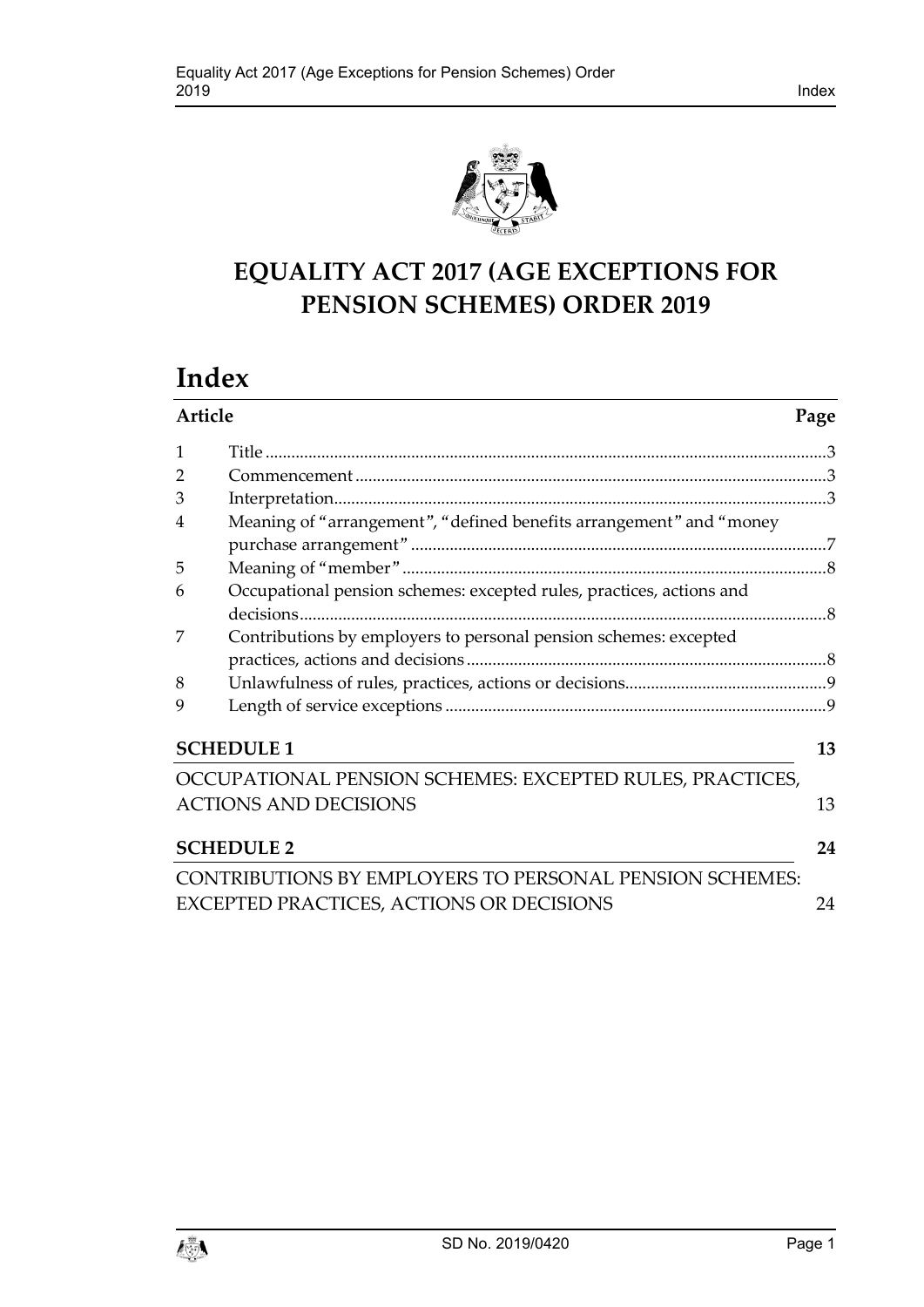# EQUALITY ACT 2017 (AGE EXCEPTIONS FOR PENSION SCHEMES) ORDER 2019

## Index

| Article | | Page |
|---|---|---|
| 1 | Title | 3 |
| 2 | Commencement | 3 |
| 3 | Interpretation | 3 |
| 4 | Meaning of "arrangement", "defined benefits arrangement" and "money purchase arrangement" | 7 |
| 5 | Meaning of "member" | 8 |
| 6 | Occupational pension schemes: excepted rules, practices, actions and decisions | 8 |
| 7 | Contributions by employers to personal pension schemes: excepted practices, actions and decisions | 8 |
| 8 | Unlawfulness of rules, practices, actions or decisions | 9 |
| 9 | Length of service exceptions | 9 |

**SCHEDULE 1** — 13

OCCUPATIONAL PENSION SCHEMES: EXCEPTED RULES, PRACTICES, ACTIONS AND DECISIONS — 13

**SCHEDULE 2** — 24

CONTRIBUTIONS BY EMPLOYERS TO PERSONAL PENSION SCHEMES: EXCEPTED PRACTICES, ACTIONS OR DECISIONS — 24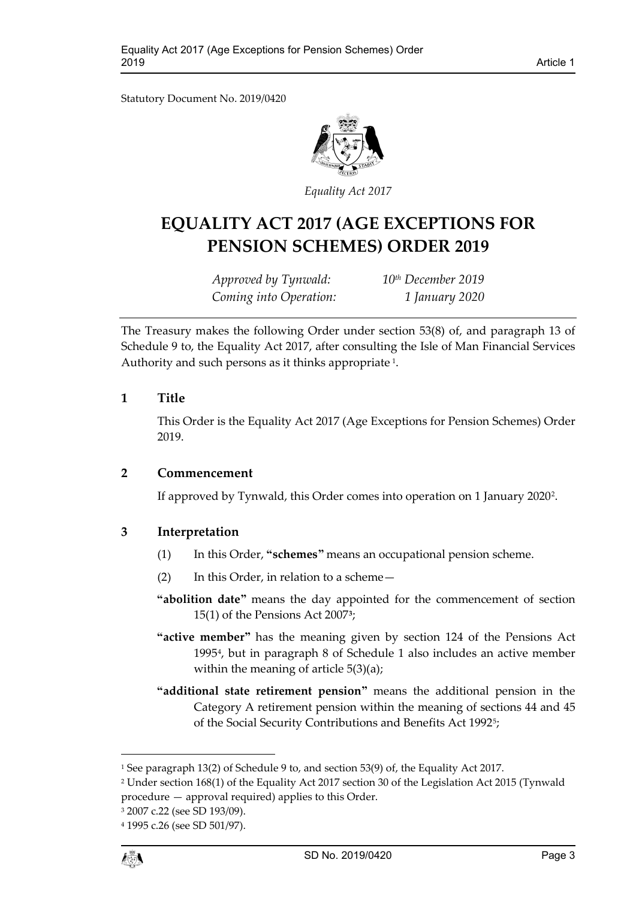Statutory Document No. 2019/0420

*Equality Act 2017*

# EQUALITY ACT 2017 (AGE EXCEPTIONS FOR PENSION SCHEMES) ORDER 2019

*Approved by Tynwald:* *10th December 2019*
*Coming into Operation:* *1 January 2020*

The Treasury makes the following Order under section 53(8) of, and paragraph 13 of Schedule 9 to, the Equality Act 2017, after consulting the Isle of Man Financial Services Authority and such persons as it thinks appropriate [1].

## 1 Title

This Order is the Equality Act 2017 (Age Exceptions for Pension Schemes) Order 2019.

## 2 Commencement

If approved by Tynwald, this Order comes into operation on 1 January 2020[2].

## 3 Interpretation

(1) In this Order, **"schemes"** means an occupational pension scheme.

(2) In this Order, in relation to a scheme—

**"abolition date"** means the day appointed for the commencement of section 15(1) of the Pensions Act 2007[3];

**"active member"** has the meaning given by section 124 of the Pensions Act 1995[4], but in paragraph 8 of Schedule 1 also includes an active member within the meaning of article 5(3)(a);

**"additional state retirement pension"** means the additional pension in the Category A retirement pension within the meaning of sections 44 and 45 of the Social Security Contributions and Benefits Act 1992[5];

---

[1] See paragraph 13(2) of Schedule 9 to, and section 53(9) of, the Equality Act 2017.

[2] Under section 168(1) of the Equality Act 2017 section 30 of the Legislation Act 2015 (Tynwald procedure — approval required) applies to this Order.

[3] 2007 c.22 (see SD 193/09).

[4] 1995 c.26 (see SD 501/97).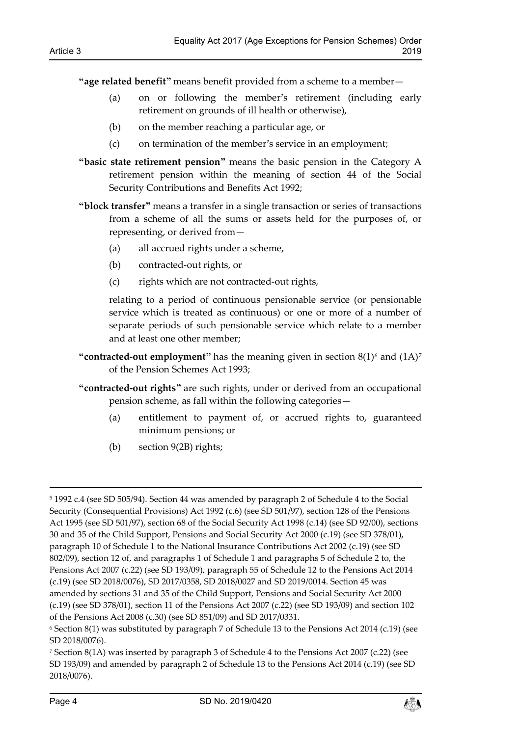**"age related benefit"** means benefit provided from a scheme to a member—

(a) on or following the member's retirement (including early retirement on grounds of ill health or otherwise),

(b) on the member reaching a particular age, or

(c) on termination of the member's service in an employment;

**"basic state retirement pension"** means the basic pension in the Category A retirement pension within the meaning of section 44 of the Social Security Contributions and Benefits Act 1992;

**"block transfer"** means a transfer in a single transaction or series of transactions from a scheme of all the sums or assets held for the purposes of, or representing, or derived from—

(a) all accrued rights under a scheme,

(b) contracted-out rights, or

(c) rights which are not contracted-out rights,

relating to a period of continuous pensionable service (or pensionable service which is treated as continuous) or one or more of a number of separate periods of such pensionable service which relate to a member and at least one other member;

**"contracted-out employment"** has the meaning given in section 8(1)[6] and (1A)[7] of the Pension Schemes Act 1993;

**"contracted-out rights"** are such rights, under or derived from an occupational pension scheme, as fall within the following categories—

(a) entitlement to payment of, or accrued rights to, guaranteed minimum pensions; or

(b) section 9(2B) rights;

---

[5] 1992 c.4 (see SD 505/94). Section 44 was amended by paragraph 2 of Schedule 4 to the Social Security (Consequential Provisions) Act 1992 (c.6) (see SD 501/97), section 128 of the Pensions Act 1995 (see SD 501/97), section 68 of the Social Security Act 1998 (c.14) (see SD 92/00), sections 30 and 35 of the Child Support, Pensions and Social Security Act 2000 (c.19) (see SD 378/01), paragraph 10 of Schedule 1 to the National Insurance Contributions Act 2002 (c.19) (see SD 802/09), section 12 of, and paragraphs 1 of Schedule 1 and paragraphs 5 of Schedule 2 to, the Pensions Act 2007 (c.22) (see SD 193/09), paragraph 55 of Schedule 12 to the Pensions Act 2014 (c.19) (see SD 2018/0076), SD 2017/0358, SD 2018/0027 and SD 2019/0014. Section 45 was amended by sections 31 and 35 of the Child Support, Pensions and Social Security Act 2000 (c.19) (see SD 378/01), section 11 of the Pensions Act 2007 (c.22) (see SD 193/09) and section 102 of the Pensions Act 2008 (c.30) (see SD 851/09) and SD 2017/0331.

[6] Section 8(1) was substituted by paragraph 7 of Schedule 13 to the Pensions Act 2014 (c.19) (see SD 2018/0076).

[7] Section 8(1A) was inserted by paragraph 3 of Schedule 4 to the Pensions Act 2007 (c.22) (see SD 193/09) and amended by paragraph 2 of Schedule 13 to the Pensions Act 2014 (c.19) (see SD 2018/0076).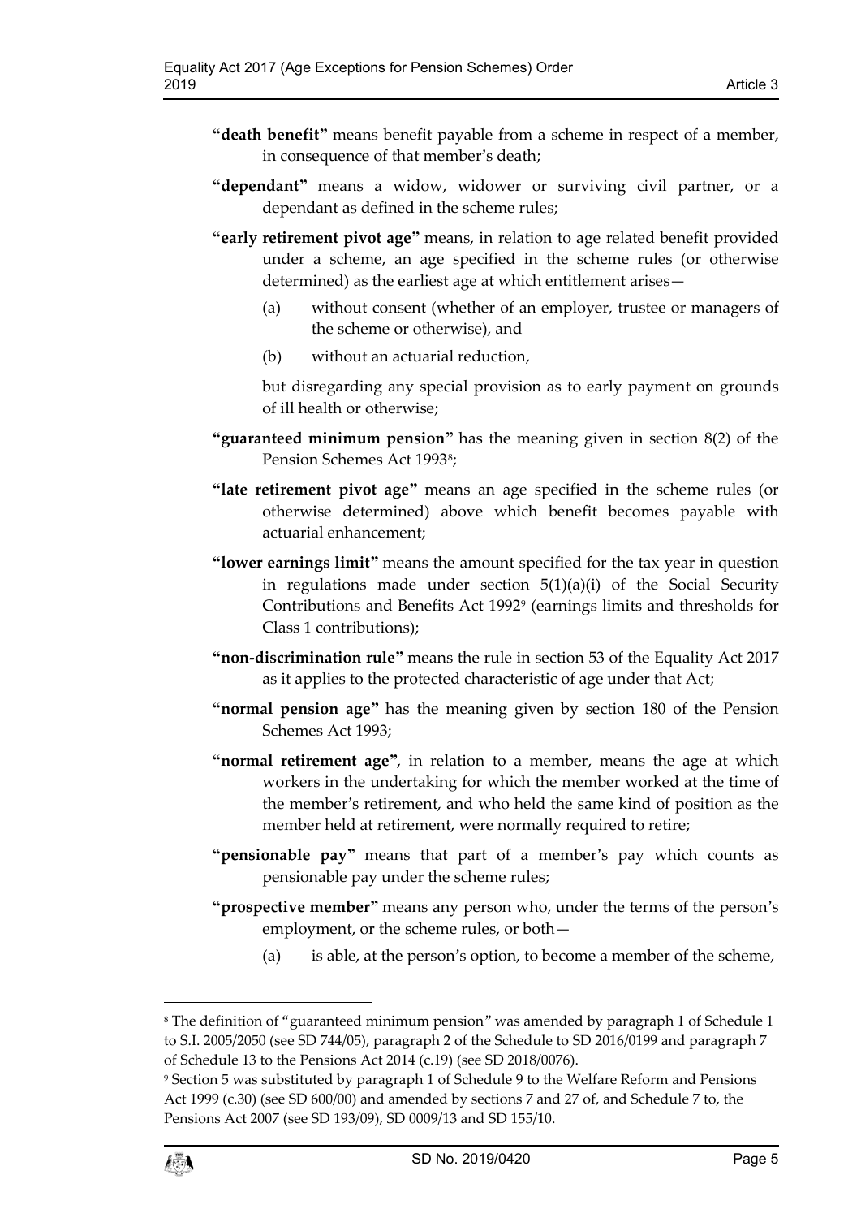**"death benefit"** means benefit payable from a scheme in respect of a member, in consequence of that member's death;

**"dependant"** means a widow, widower or surviving civil partner, or a dependant as defined in the scheme rules;

**"early retirement pivot age"** means, in relation to age related benefit provided under a scheme, an age specified in the scheme rules (or otherwise determined) as the earliest age at which entitlement arises—

(a) without consent (whether of an employer, trustee or managers of the scheme or otherwise), and

(b) without an actuarial reduction,

but disregarding any special provision as to early payment on grounds of ill health or otherwise;

**"guaranteed minimum pension"** has the meaning given in section 8(2) of the Pension Schemes Act 1993[8];

**"late retirement pivot age"** means an age specified in the scheme rules (or otherwise determined) above which benefit becomes payable with actuarial enhancement;

**"lower earnings limit"** means the amount specified for the tax year in question in regulations made under section 5(1)(a)(i) of the Social Security Contributions and Benefits Act 1992[9] (earnings limits and thresholds for Class 1 contributions);

**"non-discrimination rule"** means the rule in section 53 of the Equality Act 2017 as it applies to the protected characteristic of age under that Act;

**"normal pension age"** has the meaning given by section 180 of the Pension Schemes Act 1993;

**"normal retirement age"**, in relation to a member, means the age at which workers in the undertaking for which the member worked at the time of the member's retirement, and who held the same kind of position as the member held at retirement, were normally required to retire;

**"pensionable pay"** means that part of a member's pay which counts as pensionable pay under the scheme rules;

**"prospective member"** means any person who, under the terms of the person's employment, or the scheme rules, or both—

(a) is able, at the person's option, to become a member of the scheme,

---

[8] The definition of "guaranteed minimum pension" was amended by paragraph 1 of Schedule 1 to S.I. 2005/2050 (see SD 744/05), paragraph 2 of the Schedule to SD 2016/0199 and paragraph 7 of Schedule 13 to the Pensions Act 2014 (c.19) (see SD 2018/0076).

[9] Section 5 was substituted by paragraph 1 of Schedule 9 to the Welfare Reform and Pensions Act 1999 (c.30) (see SD 600/00) and amended by sections 7 and 27 of, and Schedule 7 to, the Pensions Act 2007 (see SD 193/09), SD 0009/13 and SD 155/10.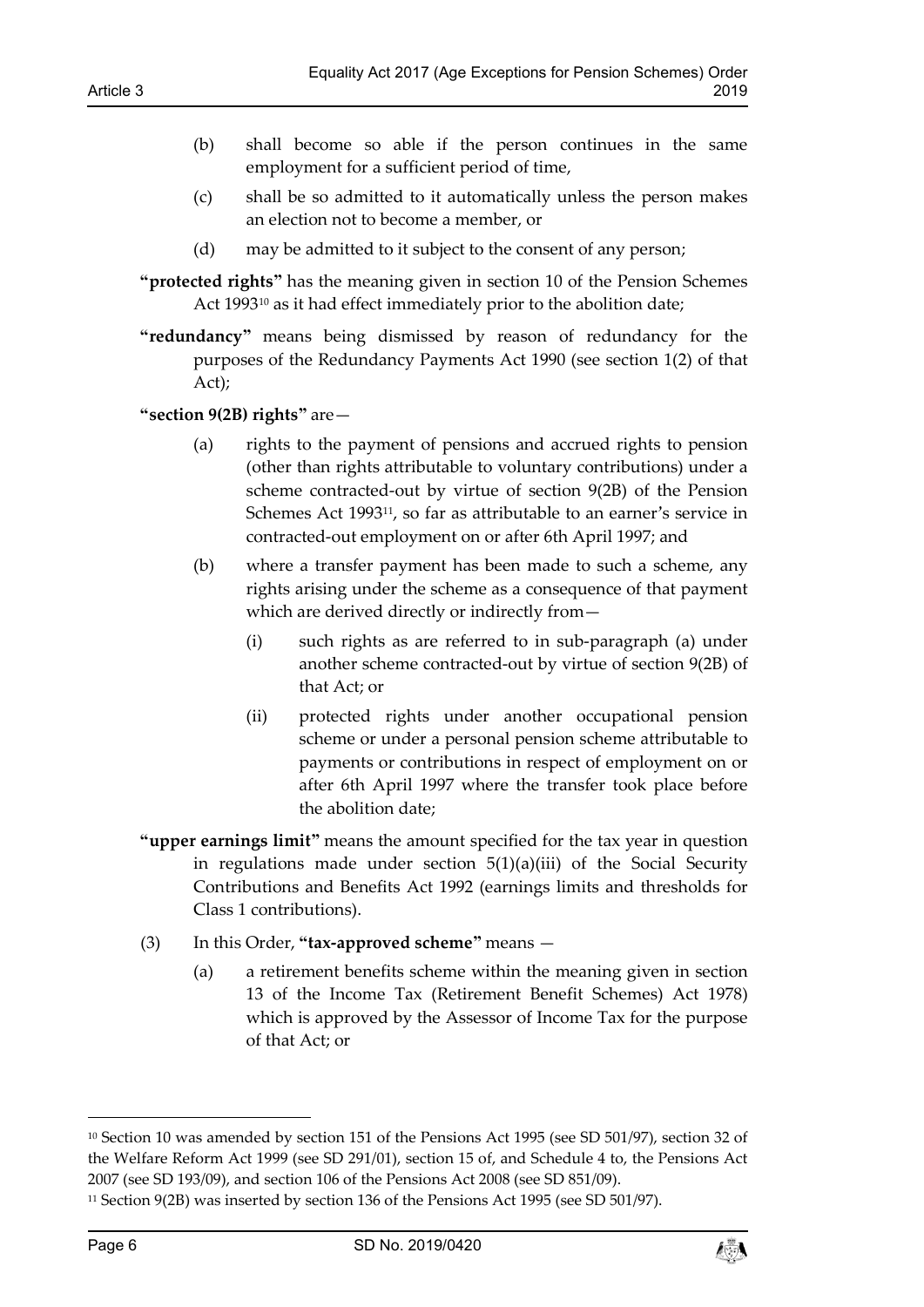(b) shall become so able if the person continues in the same employment for a sufficient period of time,

(c) shall be so admitted to it automatically unless the person makes an election not to become a member, or

(d) may be admitted to it subject to the consent of any person;

**"protected rights"** has the meaning given in section 10 of the Pension Schemes Act 1993[10] as it had effect immediately prior to the abolition date;

**"redundancy"** means being dismissed by reason of redundancy for the purposes of the Redundancy Payments Act 1990 (see section 1(2) of that Act);

**"section 9(2B) rights"** are—

(a) rights to the payment of pensions and accrued rights to pension (other than rights attributable to voluntary contributions) under a scheme contracted-out by virtue of section 9(2B) of the Pension Schemes Act 1993[11], so far as attributable to an earner's service in contracted-out employment on or after 6th April 1997; and

(b) where a transfer payment has been made to such a scheme, any rights arising under the scheme as a consequence of that payment which are derived directly or indirectly from—

(i) such rights as are referred to in sub-paragraph (a) under another scheme contracted-out by virtue of section 9(2B) of that Act; or

(ii) protected rights under another occupational pension scheme or under a personal pension scheme attributable to payments or contributions in respect of employment on or after 6th April 1997 where the transfer took place before the abolition date;

**"upper earnings limit"** means the amount specified for the tax year in question in regulations made under section 5(1)(a)(iii) of the Social Security Contributions and Benefits Act 1992 (earnings limits and thresholds for Class 1 contributions).

(3) In this Order, **"tax-approved scheme"** means —

(a) a retirement benefits scheme within the meaning given in section 13 of the Income Tax (Retirement Benefit Schemes) Act 1978) which is approved by the Assessor of Income Tax for the purpose of that Act; or

---

[10] Section 10 was amended by section 151 of the Pensions Act 1995 (see SD 501/97), section 32 of the Welfare Reform Act 1999 (see SD 291/01), section 15 of, and Schedule 4 to, the Pensions Act 2007 (see SD 193/09), and section 106 of the Pensions Act 2008 (see SD 851/09).

[11] Section 9(2B) was inserted by section 136 of the Pensions Act 1995 (see SD 501/97).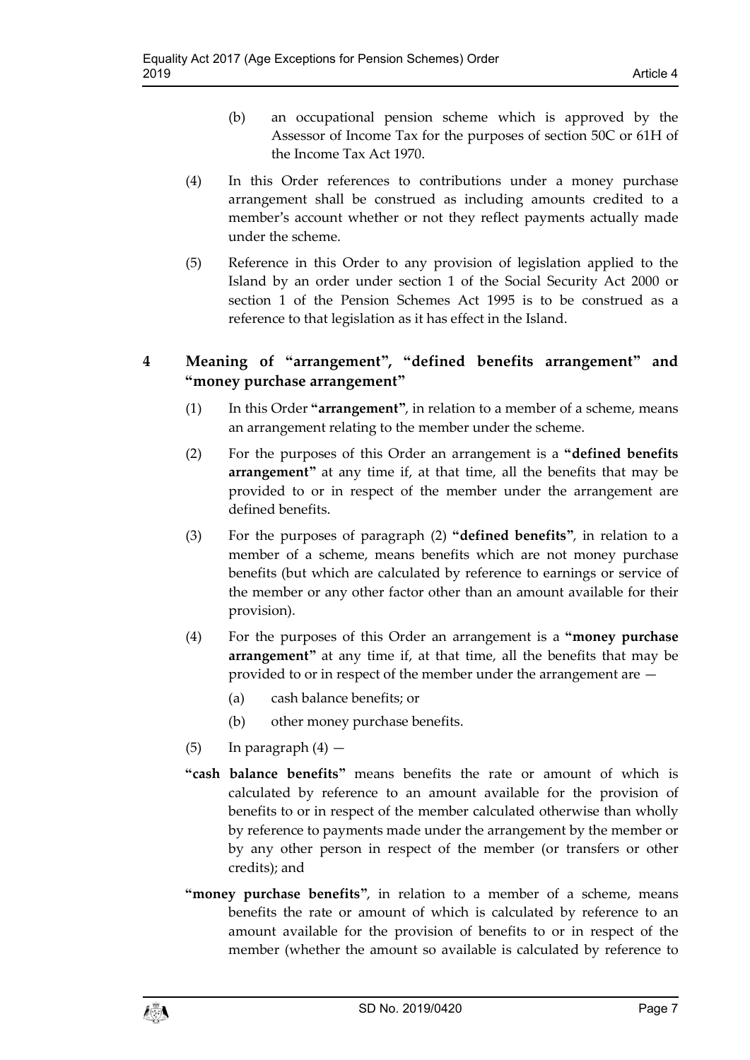(b) an occupational pension scheme which is approved by the Assessor of Income Tax for the purposes of section 50C or 61H of the Income Tax Act 1970.

(4) In this Order references to contributions under a money purchase arrangement shall be construed as including amounts credited to a member's account whether or not they reflect payments actually made under the scheme.

(5) Reference in this Order to any provision of legislation applied to the Island by an order under section 1 of the Social Security Act 2000 or section 1 of the Pension Schemes Act 1995 is to be construed as a reference to that legislation as it has effect in the Island.

## 4 Meaning of "arrangement", "defined benefits arrangement" and "money purchase arrangement"

(1) In this Order **"arrangement"**, in relation to a member of a scheme, means an arrangement relating to the member under the scheme.

(2) For the purposes of this Order an arrangement is a **"defined benefits arrangement"** at any time if, at that time, all the benefits that may be provided to or in respect of the member under the arrangement are defined benefits.

(3) For the purposes of paragraph (2) **"defined benefits"**, in relation to a member of a scheme, means benefits which are not money purchase benefits (but which are calculated by reference to earnings or service of the member or any other factor other than an amount available for their provision).

(4) For the purposes of this Order an arrangement is a **"money purchase arrangement"** at any time if, at that time, all the benefits that may be provided to or in respect of the member under the arrangement are —

(a) cash balance benefits; or

(b) other money purchase benefits.

(5) In paragraph (4) —

**"cash balance benefits"** means benefits the rate or amount of which is calculated by reference to an amount available for the provision of benefits to or in respect of the member calculated otherwise than wholly by reference to payments made under the arrangement by the member or by any other person in respect of the member (or transfers or other credits); and

**"money purchase benefits"**, in relation to a member of a scheme, means benefits the rate or amount of which is calculated by reference to an amount available for the provision of benefits to or in respect of the member (whether the amount so available is calculated by reference to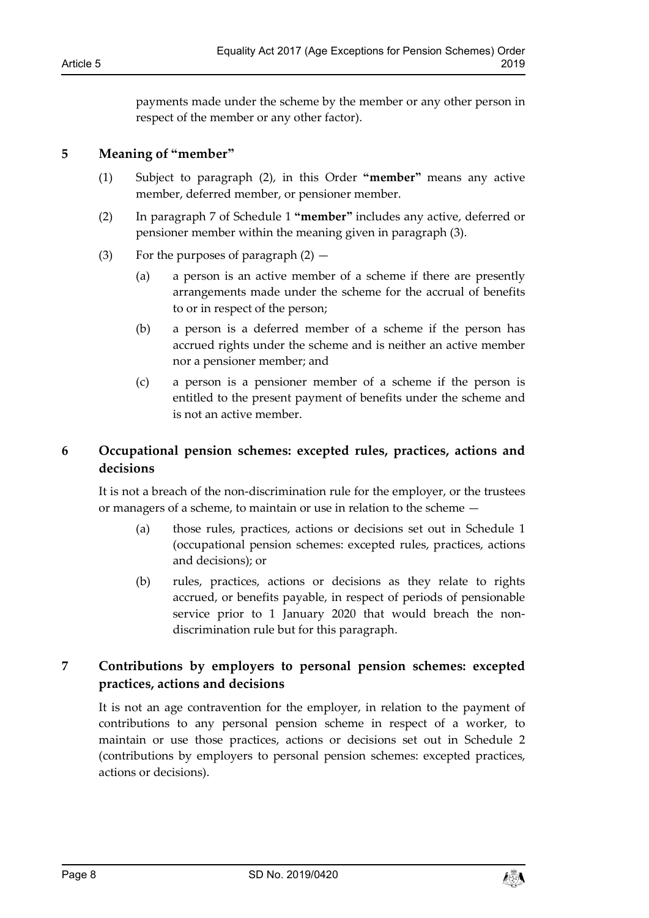payments made under the scheme by the member or any other person in respect of the member or any other factor).

## 5 Meaning of "member"

(1) Subject to paragraph (2), in this Order **"member"** means any active member, deferred member, or pensioner member.

(2) In paragraph 7 of Schedule 1 **"member"** includes any active, deferred or pensioner member within the meaning given in paragraph (3).

(3) For the purposes of paragraph (2) —

(a) a person is an active member of a scheme if there are presently arrangements made under the scheme for the accrual of benefits to or in respect of the person;

(b) a person is a deferred member of a scheme if the person has accrued rights under the scheme and is neither an active member nor a pensioner member; and

(c) a person is a pensioner member of a scheme if the person is entitled to the present payment of benefits under the scheme and is not an active member.

## 6 Occupational pension schemes: excepted rules, practices, actions and decisions

It is not a breach of the non-discrimination rule for the employer, or the trustees or managers of a scheme, to maintain or use in relation to the scheme —

(a) those rules, practices, actions or decisions set out in Schedule 1 (occupational pension schemes: excepted rules, practices, actions and decisions); or

(b) rules, practices, actions or decisions as they relate to rights accrued, or benefits payable, in respect of periods of pensionable service prior to 1 January 2020 that would breach the non-discrimination rule but for this paragraph.

## 7 Contributions by employers to personal pension schemes: excepted practices, actions and decisions

It is not an age contravention for the employer, in relation to the payment of contributions to any personal pension scheme in respect of a worker, to maintain or use those practices, actions or decisions set out in Schedule 2 (contributions by employers to personal pension schemes: excepted practices, actions or decisions).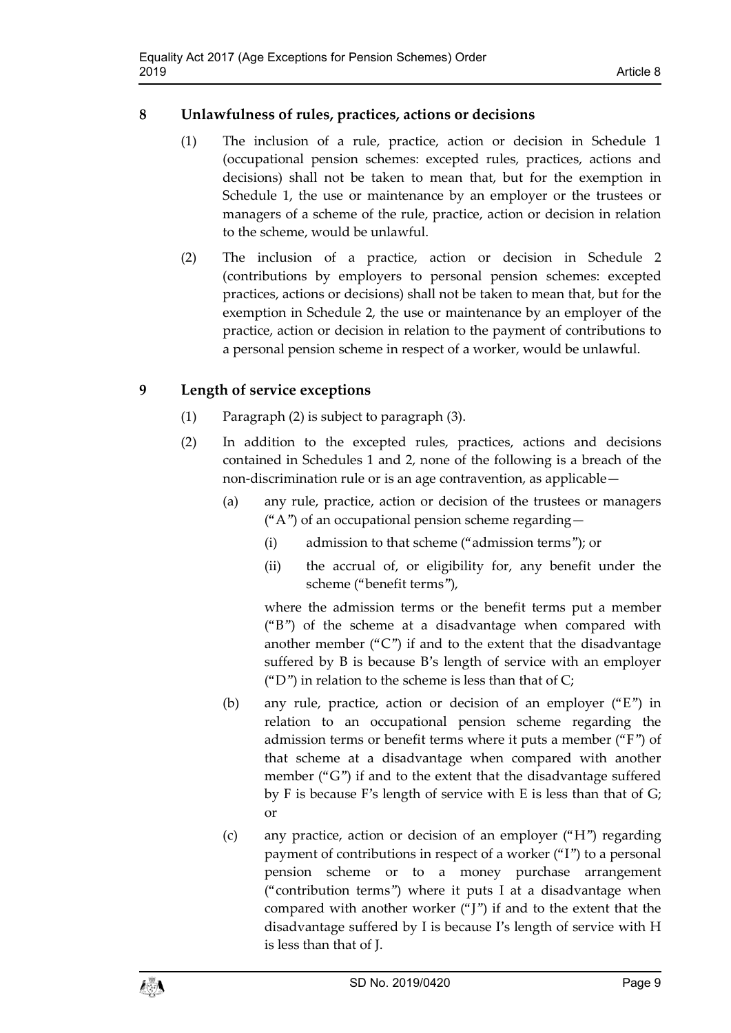## 8 Unlawfulness of rules, practices, actions or decisions

(1) The inclusion of a rule, practice, action or decision in Schedule 1 (occupational pension schemes: excepted rules, practices, actions and decisions) shall not be taken to mean that, but for the exemption in Schedule 1, the use or maintenance by an employer or the trustees or managers of a scheme of the rule, practice, action or decision in relation to the scheme, would be unlawful.

(2) The inclusion of a practice, action or decision in Schedule 2 (contributions by employers to personal pension schemes: excepted practices, actions or decisions) shall not be taken to mean that, but for the exemption in Schedule 2, the use or maintenance by an employer of the practice, action or decision in relation to the payment of contributions to a personal pension scheme in respect of a worker, would be unlawful.

## 9 Length of service exceptions

(1) Paragraph (2) is subject to paragraph (3).

(2) In addition to the excepted rules, practices, actions and decisions contained in Schedules 1 and 2, none of the following is a breach of the non-discrimination rule or is an age contravention, as applicable—

(a) any rule, practice, action or decision of the trustees or managers ("A") of an occupational pension scheme regarding—

(i) admission to that scheme ("admission terms"); or

(ii) the accrual of, or eligibility for, any benefit under the scheme ("benefit terms"),

where the admission terms or the benefit terms put a member ("B") of the scheme at a disadvantage when compared with another member ("C") if and to the extent that the disadvantage suffered by B is because B's length of service with an employer ("D") in relation to the scheme is less than that of C;

(b) any rule, practice, action or decision of an employer ("E") in relation to an occupational pension scheme regarding the admission terms or benefit terms where it puts a member ("F") of that scheme at a disadvantage when compared with another member ("G") if and to the extent that the disadvantage suffered by F is because F's length of service with E is less than that of G; or

(c) any practice, action or decision of an employer ("H") regarding payment of contributions in respect of a worker ("I") to a personal pension scheme or to a money purchase arrangement ("contribution terms") where it puts I at a disadvantage when compared with another worker ("J") if and to the extent that the disadvantage suffered by I is because I's length of service with H is less than that of J.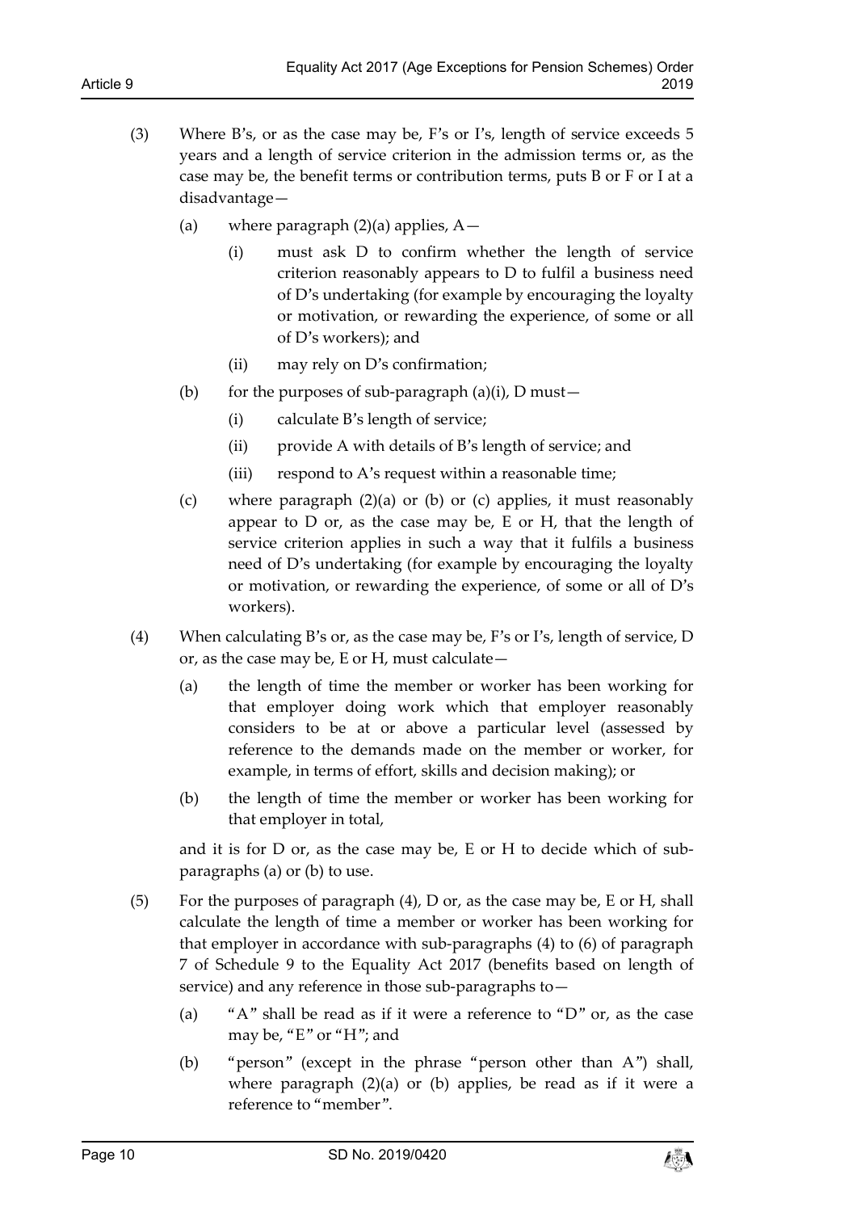(3) Where B's, or as the case may be, F's or I's, length of service exceeds 5 years and a length of service criterion in the admission terms or, as the case may be, the benefit terms or contribution terms, puts B or F or I at a disadvantage—

  (a) where paragraph (2)(a) applies, A—

    (i) must ask D to confirm whether the length of service criterion reasonably appears to D to fulfil a business need of D's undertaking (for example by encouraging the loyalty or motivation, or rewarding the experience, of some or all of D's workers); and

    (ii) may rely on D's confirmation;

  (b) for the purposes of sub-paragraph (a)(i), D must—

    (i) calculate B's length of service;

    (ii) provide A with details of B's length of service; and

    (iii) respond to A's request within a reasonable time;

  (c) where paragraph (2)(a) or (b) or (c) applies, it must reasonably appear to D or, as the case may be, E or H, that the length of service criterion applies in such a way that it fulfils a business need of D's undertaking (for example by encouraging the loyalty or motivation, or rewarding the experience, of some or all of D's workers).

(4) When calculating B's or, as the case may be, F's or I's, length of service, D or, as the case may be, E or H, must calculate—

  (a) the length of time the member or worker has been working for that employer doing work which that employer reasonably considers to be at or above a particular level (assessed by reference to the demands made on the member or worker, for example, in terms of effort, skills and decision making); or

  (b) the length of time the member or worker has been working for that employer in total,

  and it is for D or, as the case may be, E or H to decide which of sub-paragraphs (a) or (b) to use.

(5) For the purposes of paragraph (4), D or, as the case may be, E or H, shall calculate the length of time a member or worker has been working for that employer in accordance with sub-paragraphs (4) to (6) of paragraph 7 of Schedule 9 to the Equality Act 2017 (benefits based on length of service) and any reference in those sub-paragraphs to—

  (a) "A" shall be read as if it were a reference to "D" or, as the case may be, "E" or "H"; and

  (b) "person" (except in the phrase "person other than A") shall, where paragraph (2)(a) or (b) applies, be read as if it were a reference to "member".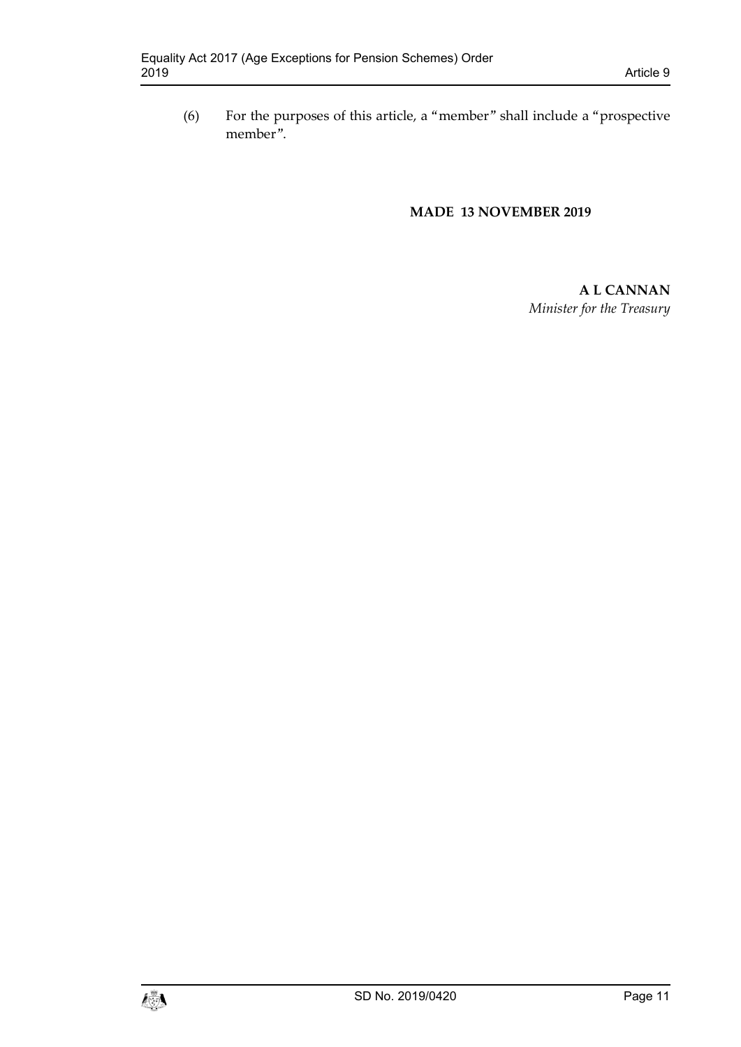(6) For the purposes of this article, a "member" shall include a "prospective member".

**MADE 13 NOVEMBER 2019**

**A L CANNAN**
*Minister for the Treasury*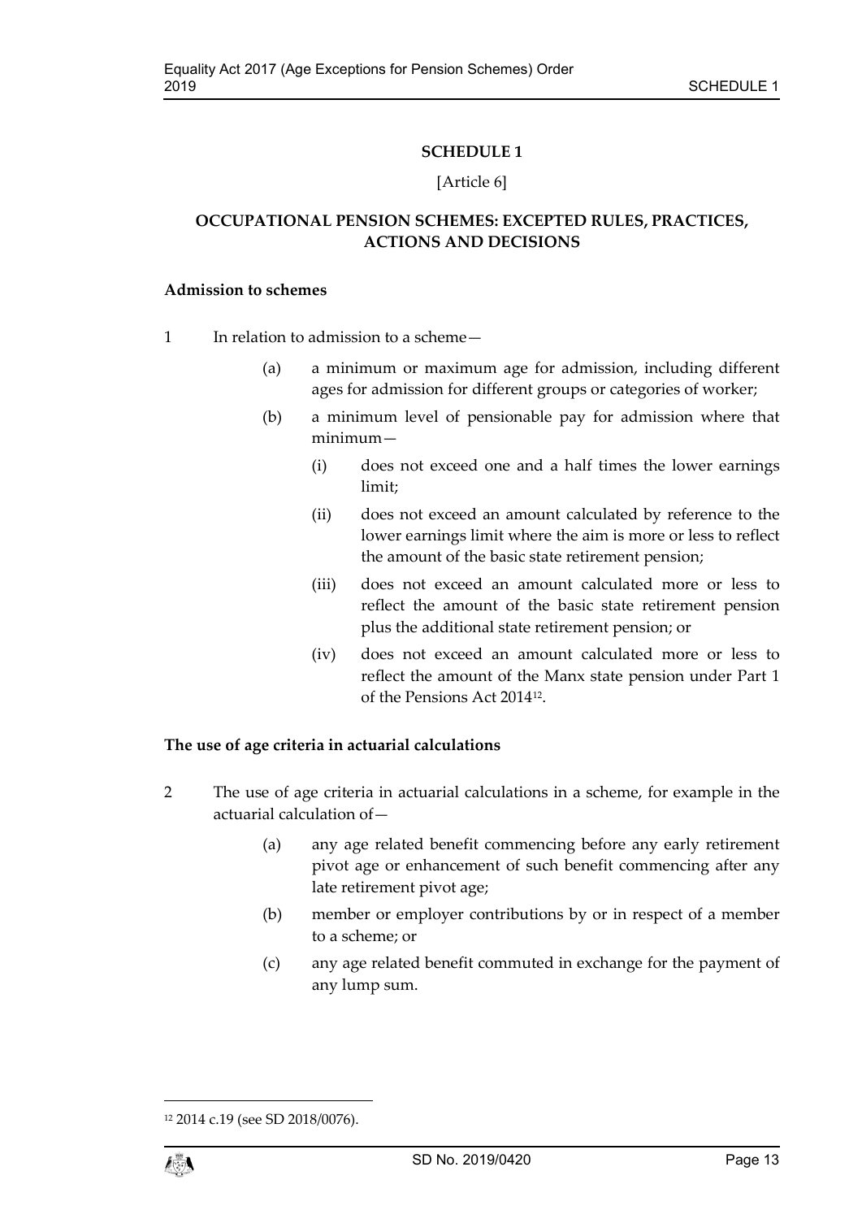# SCHEDULE 1

[Article 6]

## OCCUPATIONAL PENSION SCHEMES: EXCEPTED RULES, PRACTICES, ACTIONS AND DECISIONS

### Admission to schemes

1 In relation to admission to a scheme—

- (a) a minimum or maximum age for admission, including different ages for admission for different groups or categories of worker;
- (b) a minimum level of pensionable pay for admission where that minimum—
  - (i) does not exceed one and a half times the lower earnings limit;
  - (ii) does not exceed an amount calculated by reference to the lower earnings limit where the aim is more or less to reflect the amount of the basic state retirement pension;
  - (iii) does not exceed an amount calculated more or less to reflect the amount of the basic state retirement pension plus the additional state retirement pension; or
  - (iv) does not exceed an amount calculated more or less to reflect the amount of the Manx state pension under Part 1 of the Pensions Act 2014[12].

### The use of age criteria in actuarial calculations

2 The use of age criteria in actuarial calculations in a scheme, for example in the actuarial calculation of—

- (a) any age related benefit commencing before any early retirement pivot age or enhancement of such benefit commencing after any late retirement pivot age;
- (b) member or employer contributions by or in respect of a member to a scheme; or
- (c) any age related benefit commuted in exchange for the payment of any lump sum.

[12] 2014 c.19 (see SD 2018/0076).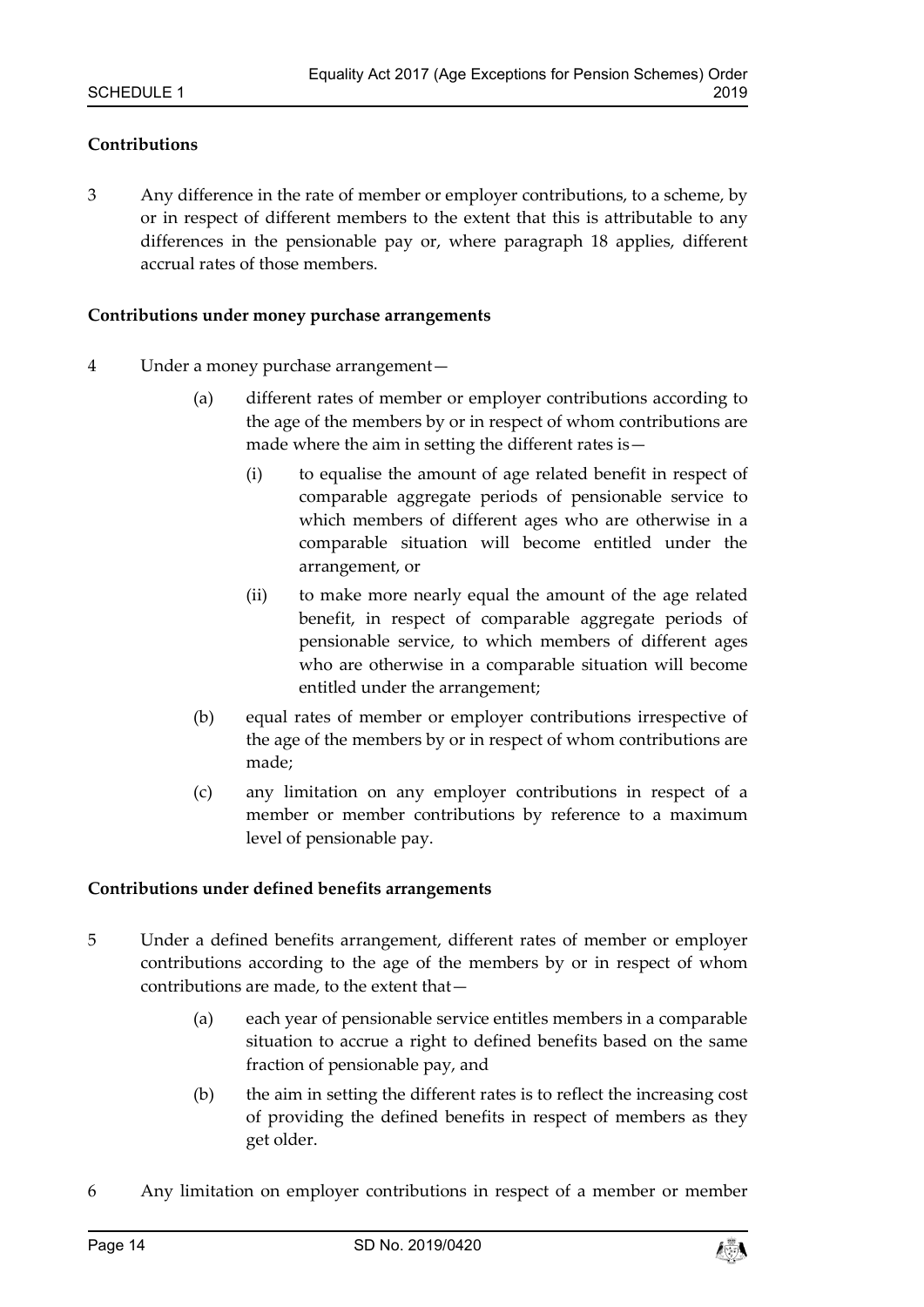**Contributions**

3 Any difference in the rate of member or employer contributions, to a scheme, by or in respect of different members to the extent that this is attributable to any differences in the pensionable pay or, where paragraph 18 applies, different accrual rates of those members.

**Contributions under money purchase arrangements**

4 Under a money purchase arrangement—

(a) different rates of member or employer contributions according to the age of the members by or in respect of whom contributions are made where the aim in setting the different rates is—

(i) to equalise the amount of age related benefit in respect of comparable aggregate periods of pensionable service to which members of different ages who are otherwise in a comparable situation will become entitled under the arrangement, or

(ii) to make more nearly equal the amount of the age related benefit, in respect of comparable aggregate periods of pensionable service, to which members of different ages who are otherwise in a comparable situation will become entitled under the arrangement;

(b) equal rates of member or employer contributions irrespective of the age of the members by or in respect of whom contributions are made;

(c) any limitation on any employer contributions in respect of a member or member contributions by reference to a maximum level of pensionable pay.

**Contributions under defined benefits arrangements**

5 Under a defined benefits arrangement, different rates of member or employer contributions according to the age of the members by or in respect of whom contributions are made, to the extent that—

(a) each year of pensionable service entitles members in a comparable situation to accrue a right to defined benefits based on the same fraction of pensionable pay, and

(b) the aim in setting the different rates is to reflect the increasing cost of providing the defined benefits in respect of members as they get older.

6 Any limitation on employer contributions in respect of a member or member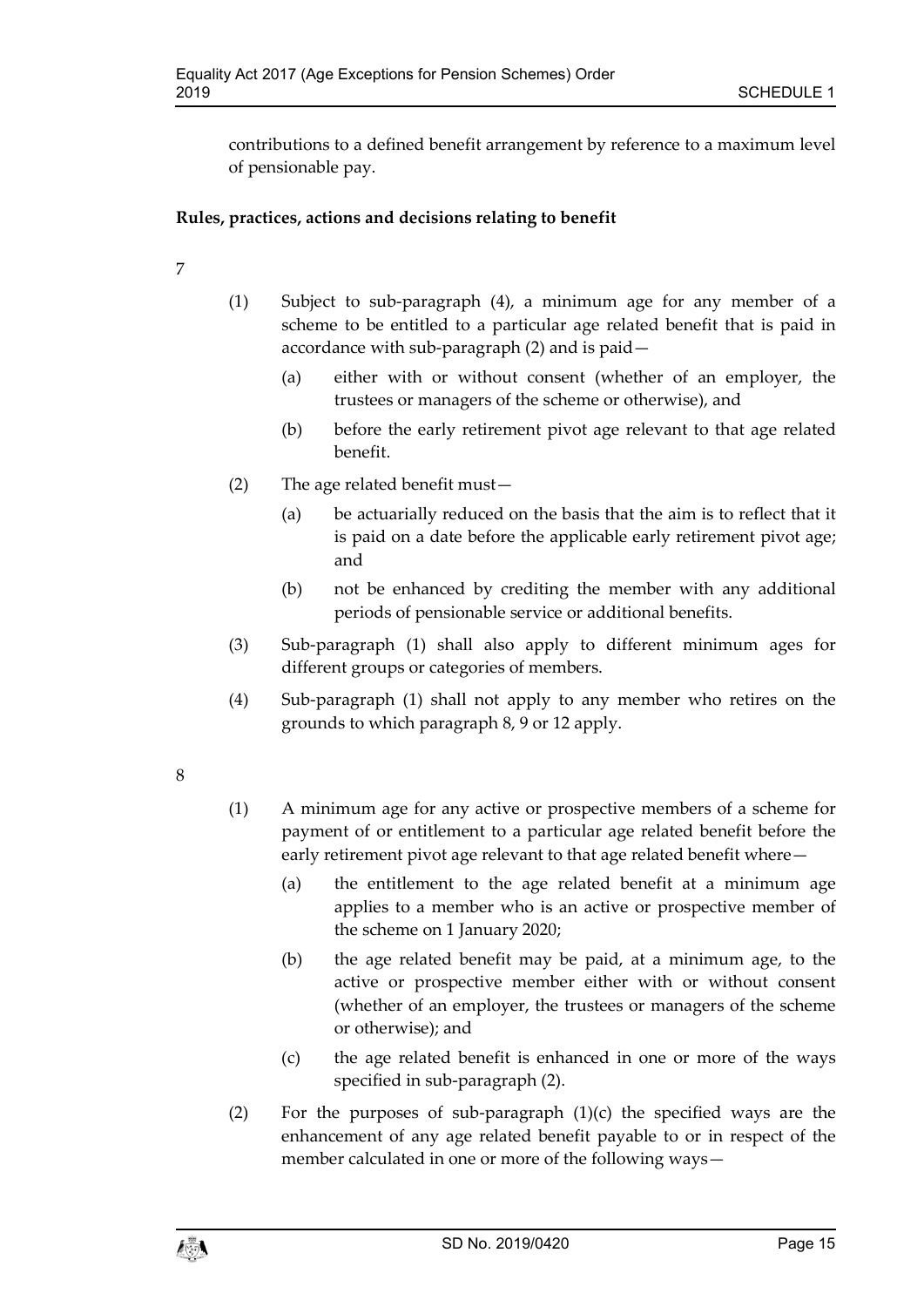contributions to a defined benefit arrangement by reference to a maximum level of pensionable pay.

**Rules, practices, actions and decisions relating to benefit**

7

(1) Subject to sub-paragraph (4), a minimum age for any member of a scheme to be entitled to a particular age related benefit that is paid in accordance with sub-paragraph (2) and is paid—

(a) either with or without consent (whether of an employer, the trustees or managers of the scheme or otherwise), and

(b) before the early retirement pivot age relevant to that age related benefit.

(2) The age related benefit must—

(a) be actuarially reduced on the basis that the aim is to reflect that it is paid on a date before the applicable early retirement pivot age; and

(b) not be enhanced by crediting the member with any additional periods of pensionable service or additional benefits.

(3) Sub-paragraph (1) shall also apply to different minimum ages for different groups or categories of members.

(4) Sub-paragraph (1) shall not apply to any member who retires on the grounds to which paragraph 8, 9 or 12 apply.

8

(1) A minimum age for any active or prospective members of a scheme for payment of or entitlement to a particular age related benefit before the early retirement pivot age relevant to that age related benefit where—

(a) the entitlement to the age related benefit at a minimum age applies to a member who is an active or prospective member of the scheme on 1 January 2020;

(b) the age related benefit may be paid, at a minimum age, to the active or prospective member either with or without consent (whether of an employer, the trustees or managers of the scheme or otherwise); and

(c) the age related benefit is enhanced in one or more of the ways specified in sub-paragraph (2).

(2) For the purposes of sub-paragraph (1)(c) the specified ways are the enhancement of any age related benefit payable to or in respect of the member calculated in one or more of the following ways—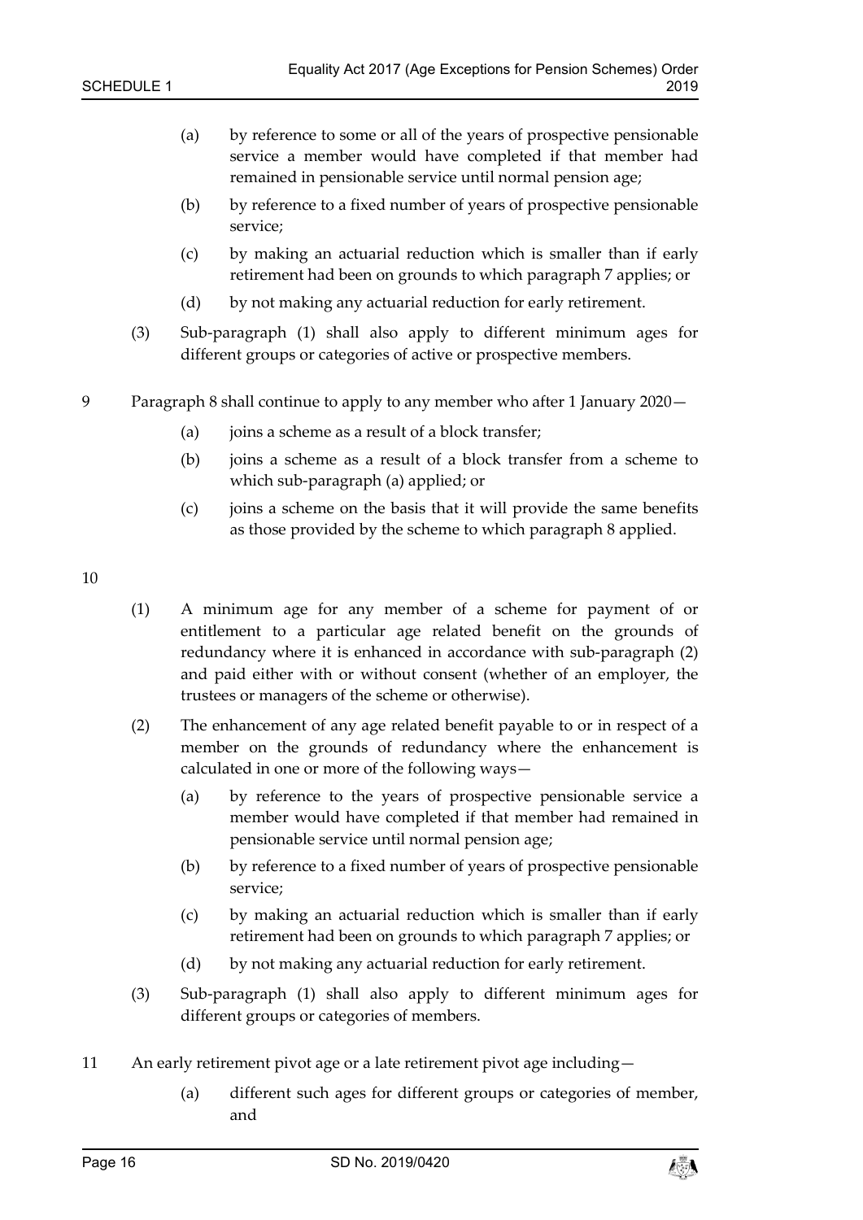(a) by reference to some or all of the years of prospective pensionable service a member would have completed if that member had remained in pensionable service until normal pension age;

(b) by reference to a fixed number of years of prospective pensionable service;

(c) by making an actuarial reduction which is smaller than if early retirement had been on grounds to which paragraph 7 applies; or

(d) by not making any actuarial reduction for early retirement.

(3) Sub-paragraph (1) shall also apply to different minimum ages for different groups or categories of active or prospective members.

9 Paragraph 8 shall continue to apply to any member who after 1 January 2020—

(a) joins a scheme as a result of a block transfer;

(b) joins a scheme as a result of a block transfer from a scheme to which sub-paragraph (a) applied; or

(c) joins a scheme on the basis that it will provide the same benefits as those provided by the scheme to which paragraph 8 applied.

10

(1) A minimum age for any member of a scheme for payment of or entitlement to a particular age related benefit on the grounds of redundancy where it is enhanced in accordance with sub-paragraph (2) and paid either with or without consent (whether of an employer, the trustees or managers of the scheme or otherwise).

(2) The enhancement of any age related benefit payable to or in respect of a member on the grounds of redundancy where the enhancement is calculated in one or more of the following ways—

(a) by reference to the years of prospective pensionable service a member would have completed if that member had remained in pensionable service until normal pension age;

(b) by reference to a fixed number of years of prospective pensionable service;

(c) by making an actuarial reduction which is smaller than if early retirement had been on grounds to which paragraph 7 applies; or

(d) by not making any actuarial reduction for early retirement.

(3) Sub-paragraph (1) shall also apply to different minimum ages for different groups or categories of members.

11 An early retirement pivot age or a late retirement pivot age including—

(a) different such ages for different groups or categories of member, and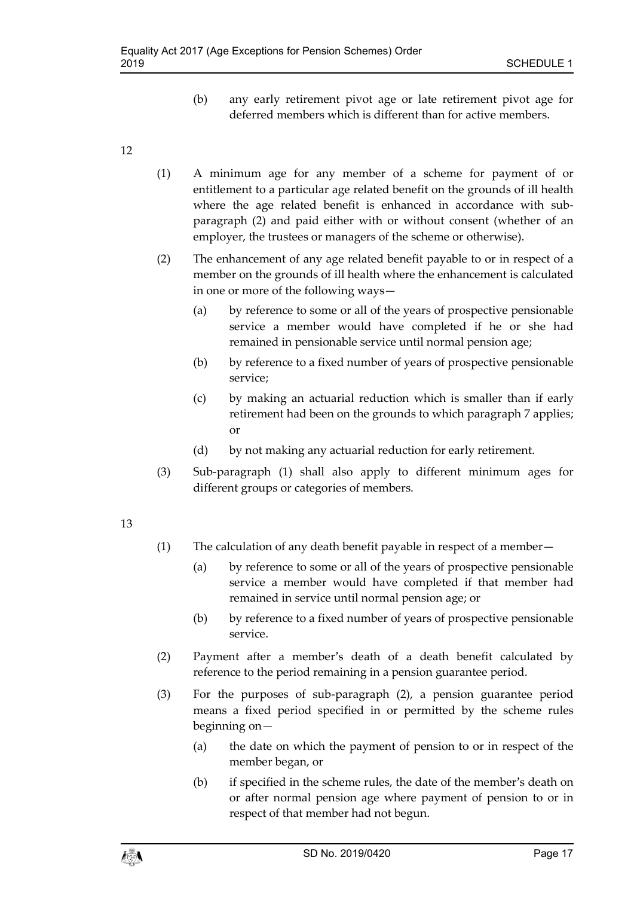(b) any early retirement pivot age or late retirement pivot age for deferred members which is different than for active members.

12

(1) A minimum age for any member of a scheme for payment of or entitlement to a particular age related benefit on the grounds of ill health where the age related benefit is enhanced in accordance with sub-paragraph (2) and paid either with or without consent (whether of an employer, the trustees or managers of the scheme or otherwise).

(2) The enhancement of any age related benefit payable to or in respect of a member on the grounds of ill health where the enhancement is calculated in one or more of the following ways—

(a) by reference to some or all of the years of prospective pensionable service a member would have completed if he or she had remained in pensionable service until normal pension age;

(b) by reference to a fixed number of years of prospective pensionable service;

(c) by making an actuarial reduction which is smaller than if early retirement had been on the grounds to which paragraph 7 applies; or

(d) by not making any actuarial reduction for early retirement.

(3) Sub-paragraph (1) shall also apply to different minimum ages for different groups or categories of members.

13

(1) The calculation of any death benefit payable in respect of a member—

(a) by reference to some or all of the years of prospective pensionable service a member would have completed if that member had remained in service until normal pension age; or

(b) by reference to a fixed number of years of prospective pensionable service.

(2) Payment after a member's death of a death benefit calculated by reference to the period remaining in a pension guarantee period.

(3) For the purposes of sub-paragraph (2), a pension guarantee period means a fixed period specified in or permitted by the scheme rules beginning on—

(a) the date on which the payment of pension to or in respect of the member began, or

(b) if specified in the scheme rules, the date of the member's death on or after normal pension age where payment of pension to or in respect of that member had not begun.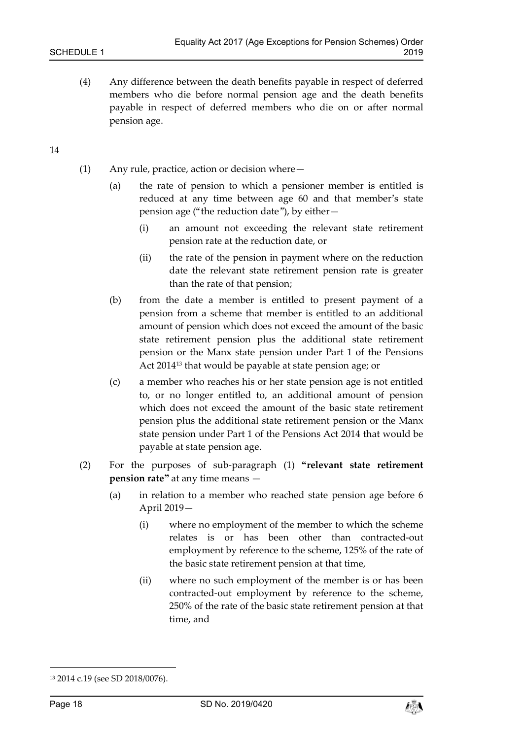(4) Any difference between the death benefits payable in respect of deferred members who die before normal pension age and the death benefits payable in respect of deferred members who die on or after normal pension age.

14

(1) Any rule, practice, action or decision where—

(a) the rate of pension to which a pensioner member is entitled is reduced at any time between age 60 and that member's state pension age ("the reduction date"), by either—

(i) an amount not exceeding the relevant state retirement pension rate at the reduction date, or

(ii) the rate of the pension in payment where on the reduction date the relevant state retirement pension rate is greater than the rate of that pension;

(b) from the date a member is entitled to present payment of a pension from a scheme that member is entitled to an additional amount of pension which does not exceed the amount of the basic state retirement pension plus the additional state retirement pension or the Manx state pension under Part 1 of the Pensions Act 2014[13] that would be payable at state pension age; or

(c) a member who reaches his or her state pension age is not entitled to, or no longer entitled to, an additional amount of pension which does not exceed the amount of the basic state retirement pension plus the additional state retirement pension or the Manx state pension under Part 1 of the Pensions Act 2014 that would be payable at state pension age.

(2) For the purposes of sub-paragraph (1) **"relevant state retirement pension rate"** at any time means —

(a) in relation to a member who reached state pension age before 6 April 2019—

(i) where no employment of the member to which the scheme relates is or has been other than contracted-out employment by reference to the scheme, 125% of the rate of the basic state retirement pension at that time,

(ii) where no such employment of the member is or has been contracted-out employment by reference to the scheme, 250% of the rate of the basic state retirement pension at that time, and

[13] 2014 c.19 (see SD 2018/0076).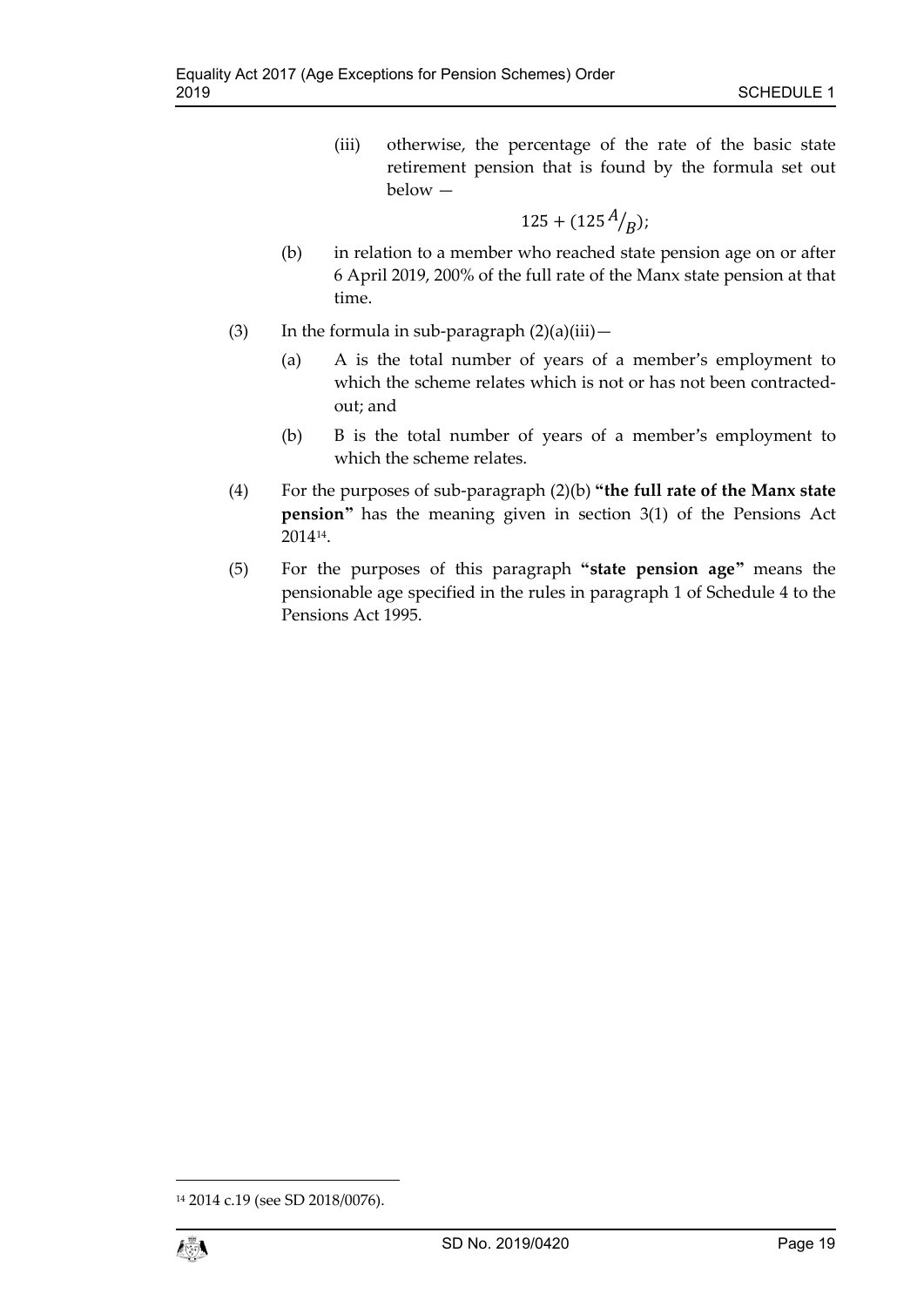(iii) otherwise, the percentage of the rate of the basic state retirement pension that is found by the formula set out below —

$$125 + (125\,{}^{A}\!/_{B});$$

(b) in relation to a member who reached state pension age on or after 6 April 2019, 200% of the full rate of the Manx state pension at that time.

(3) In the formula in sub-paragraph (2)(a)(iii)—

(a) A is the total number of years of a member's employment to which the scheme relates which is not or has not been contracted-out; and

(b) B is the total number of years of a member's employment to which the scheme relates.

(4) For the purposes of sub-paragraph (2)(b) **"the full rate of the Manx state pension"** has the meaning given in section 3(1) of the Pensions Act 2014[14].

(5) For the purposes of this paragraph **"state pension age"** means the pensionable age specified in the rules in paragraph 1 of Schedule 4 to the Pensions Act 1995.

[14] 2014 c.19 (see SD 2018/0076).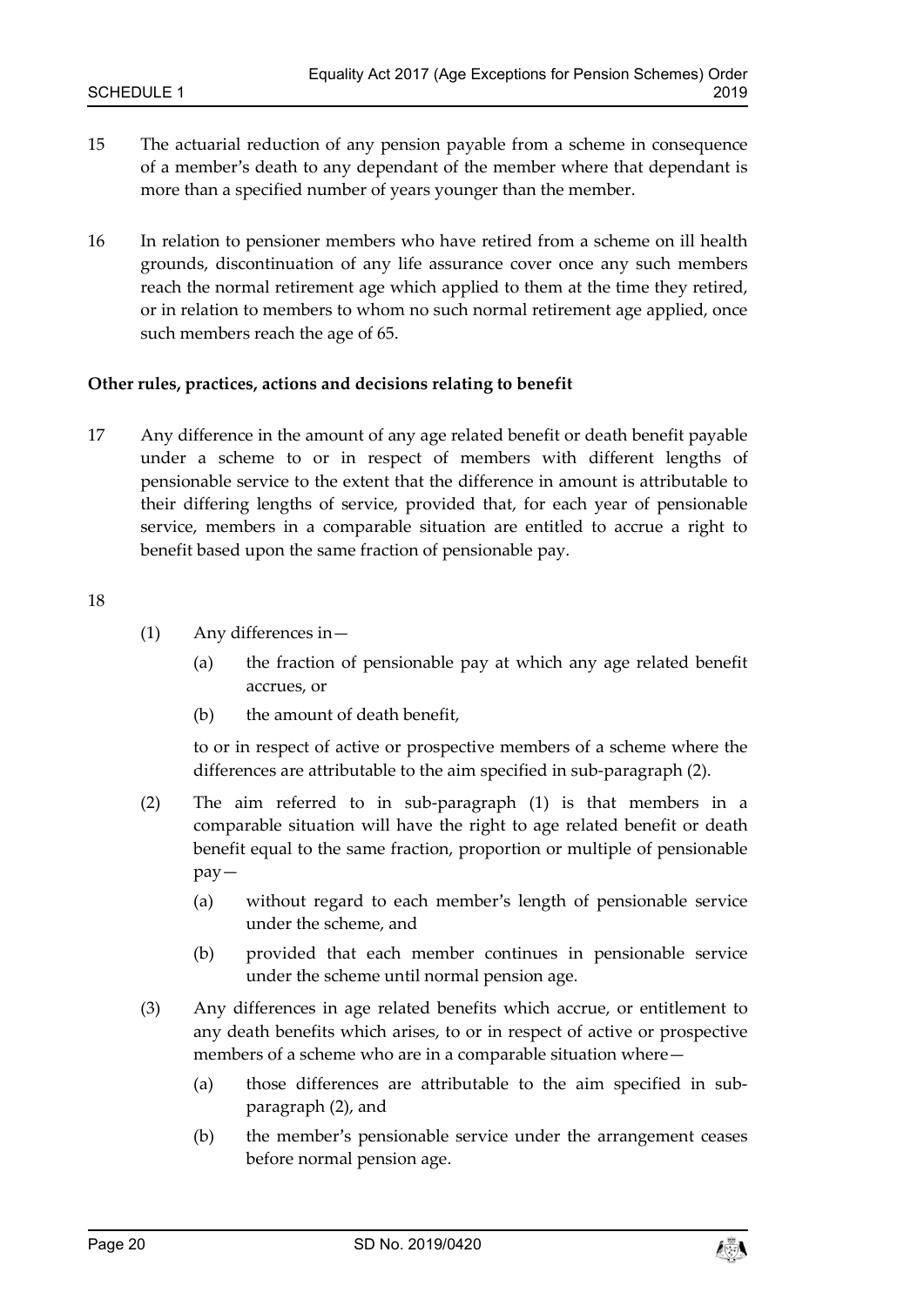15 The actuarial reduction of any pension payable from a scheme in consequence of a member's death to any dependant of the member where that dependant is more than a specified number of years younger than the member.

16 In relation to pensioner members who have retired from a scheme on ill health grounds, discontinuation of any life assurance cover once any such members reach the normal retirement age which applied to them at the time they retired, or in relation to members to whom no such normal retirement age applied, once such members reach the age of 65.

**Other rules, practices, actions and decisions relating to benefit**

17 Any difference in the amount of any age related benefit or death benefit payable under a scheme to or in respect of members with different lengths of pensionable service to the extent that the difference in amount is attributable to their differing lengths of service, provided that, for each year of pensionable service, members in a comparable situation are entitled to accrue a right to benefit based upon the same fraction of pensionable pay.

18

(1) Any differences in—

(a) the fraction of pensionable pay at which any age related benefit accrues, or

(b) the amount of death benefit,

to or in respect of active or prospective members of a scheme where the differences are attributable to the aim specified in sub-paragraph (2).

(2) The aim referred to in sub-paragraph (1) is that members in a comparable situation will have the right to age related benefit or death benefit equal to the same fraction, proportion or multiple of pensionable pay—

(a) without regard to each member's length of pensionable service under the scheme, and

(b) provided that each member continues in pensionable service under the scheme until normal pension age.

(3) Any differences in age related benefits which accrue, or entitlement to any death benefits which arises, to or in respect of active or prospective members of a scheme who are in a comparable situation where—

(a) those differences are attributable to the aim specified in sub-paragraph (2), and

(b) the member's pensionable service under the arrangement ceases before normal pension age.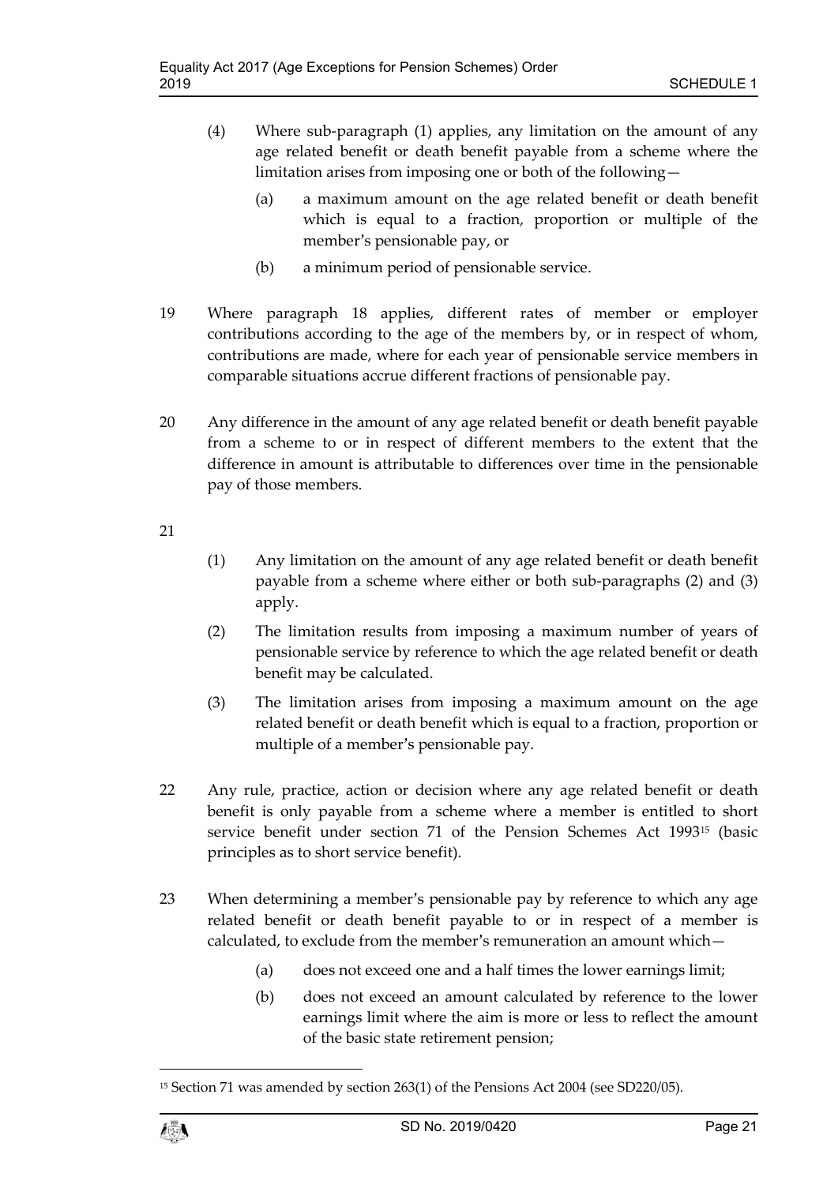(4) Where sub-paragraph (1) applies, any limitation on the amount of any age related benefit or death benefit payable from a scheme where the limitation arises from imposing one or both of the following—

(a) a maximum amount on the age related benefit or death benefit which is equal to a fraction, proportion or multiple of the member's pensionable pay, or

(b) a minimum period of pensionable service.

19 Where paragraph 18 applies, different rates of member or employer contributions according to the age of the members by, or in respect of whom, contributions are made, where for each year of pensionable service members in comparable situations accrue different fractions of pensionable pay.

20 Any difference in the amount of any age related benefit or death benefit payable from a scheme to or in respect of different members to the extent that the difference in amount is attributable to differences over time in the pensionable pay of those members.

21

(1) Any limitation on the amount of any age related benefit or death benefit payable from a scheme where either or both sub-paragraphs (2) and (3) apply.

(2) The limitation results from imposing a maximum number of years of pensionable service by reference to which the age related benefit or death benefit may be calculated.

(3) The limitation arises from imposing a maximum amount on the age related benefit or death benefit which is equal to a fraction, proportion or multiple of a member's pensionable pay.

22 Any rule, practice, action or decision where any age related benefit or death benefit is only payable from a scheme where a member is entitled to short service benefit under section 71 of the Pension Schemes Act 1993[15] (basic principles as to short service benefit).

23 When determining a member's pensionable pay by reference to which any age related benefit or death benefit payable to or in respect of a member is calculated, to exclude from the member's remuneration an amount which—

(a) does not exceed one and a half times the lower earnings limit;

(b) does not exceed an amount calculated by reference to the lower earnings limit where the aim is more or less to reflect the amount of the basic state retirement pension;

[15] Section 71 was amended by section 263(1) of the Pensions Act 2004 (see SD220/05).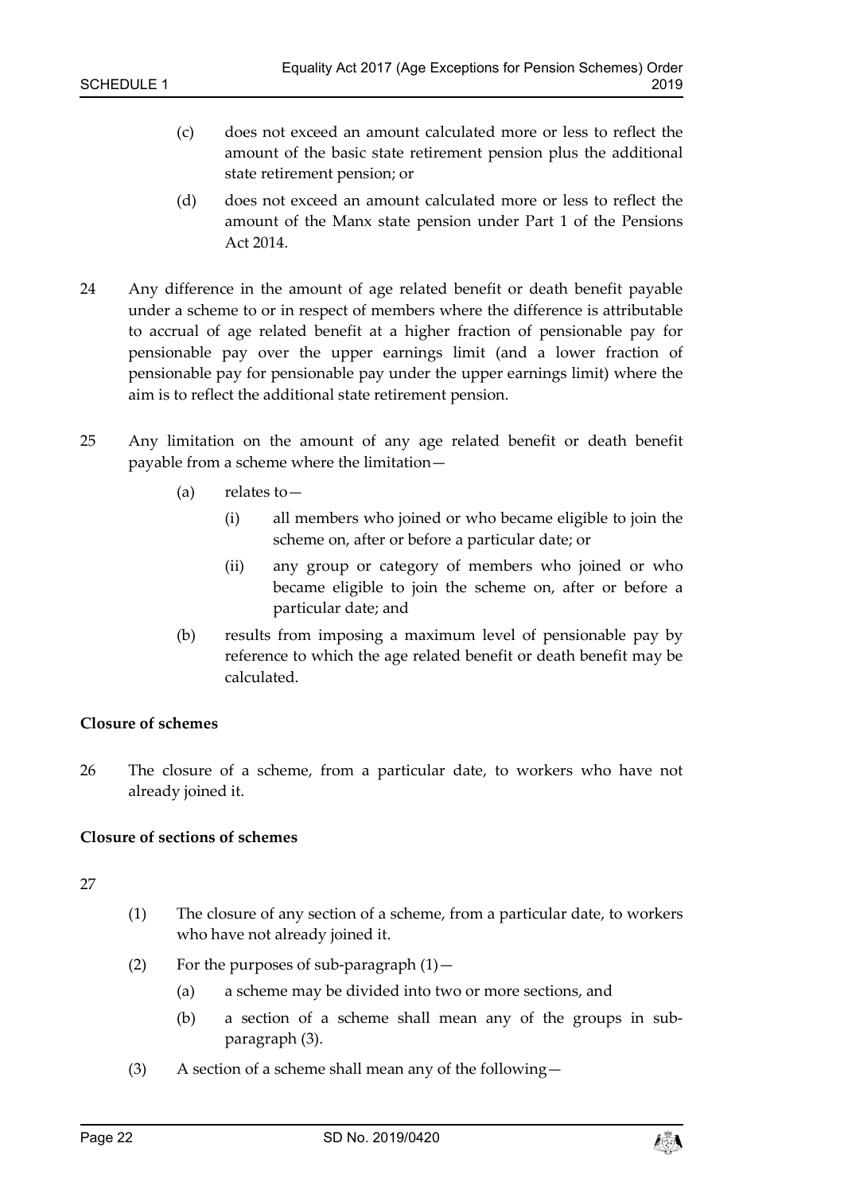(c) does not exceed an amount calculated more or less to reflect the amount of the basic state retirement pension plus the additional state retirement pension; or

(d) does not exceed an amount calculated more or less to reflect the amount of the Manx state pension under Part 1 of the Pensions Act 2014.

24 Any difference in the amount of age related benefit or death benefit payable under a scheme to or in respect of members where the difference is attributable to accrual of age related benefit at a higher fraction of pensionable pay for pensionable pay over the upper earnings limit (and a lower fraction of pensionable pay for pensionable pay under the upper earnings limit) where the aim is to reflect the additional state retirement pension.

25 Any limitation on the amount of any age related benefit or death benefit payable from a scheme where the limitation—

(a) relates to—

(i) all members who joined or who became eligible to join the scheme on, after or before a particular date; or

(ii) any group or category of members who joined or who became eligible to join the scheme on, after or before a particular date; and

(b) results from imposing a maximum level of pensionable pay by reference to which the age related benefit or death benefit may be calculated.

**Closure of schemes**

26 The closure of a scheme, from a particular date, to workers who have not already joined it.

**Closure of sections of schemes**

27

(1) The closure of any section of a scheme, from a particular date, to workers who have not already joined it.

(2) For the purposes of sub-paragraph (1)—

(a) a scheme may be divided into two or more sections, and

(b) a section of a scheme shall mean any of the groups in sub-paragraph (3).

(3) A section of a scheme shall mean any of the following—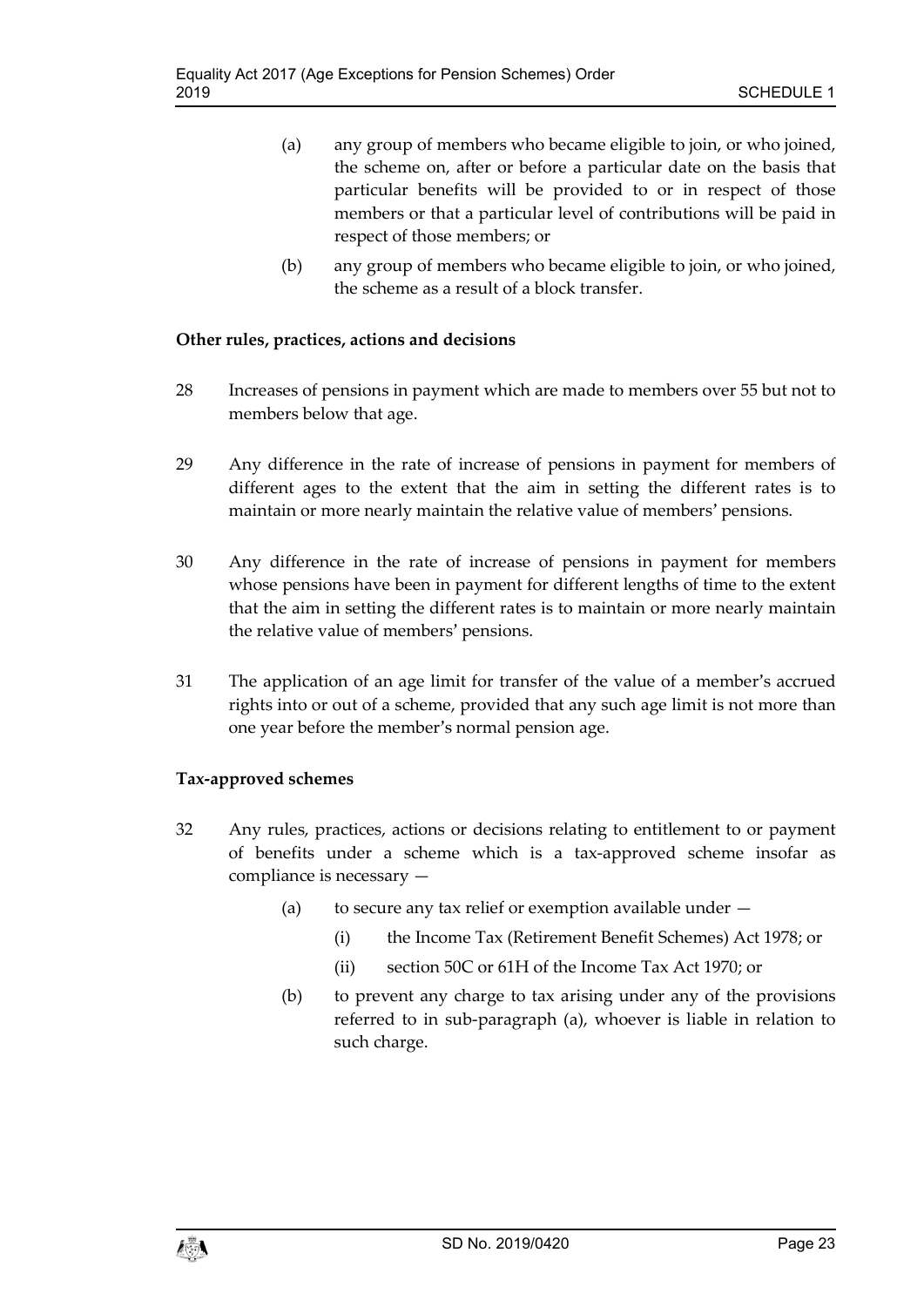(a) any group of members who became eligible to join, or who joined, the scheme on, after or before a particular date on the basis that particular benefits will be provided to or in respect of those members or that a particular level of contributions will be paid in respect of those members; or

(b) any group of members who became eligible to join, or who joined, the scheme as a result of a block transfer.

**Other rules, practices, actions and decisions**

28 Increases of pensions in payment which are made to members over 55 but not to members below that age.

29 Any difference in the rate of increase of pensions in payment for members of different ages to the extent that the aim in setting the different rates is to maintain or more nearly maintain the relative value of members' pensions.

30 Any difference in the rate of increase of pensions in payment for members whose pensions have been in payment for different lengths of time to the extent that the aim in setting the different rates is to maintain or more nearly maintain the relative value of members' pensions.

31 The application of an age limit for transfer of the value of a member's accrued rights into or out of a scheme, provided that any such age limit is not more than one year before the member's normal pension age.

**Tax-approved schemes**

32 Any rules, practices, actions or decisions relating to entitlement to or payment of benefits under a scheme which is a tax-approved scheme insofar as compliance is necessary —

(a) to secure any tax relief or exemption available under —

(i) the Income Tax (Retirement Benefit Schemes) Act 1978; or

(ii) section 50C or 61H of the Income Tax Act 1970; or

(b) to prevent any charge to tax arising under any of the provisions referred to in sub-paragraph (a), whoever is liable in relation to such charge.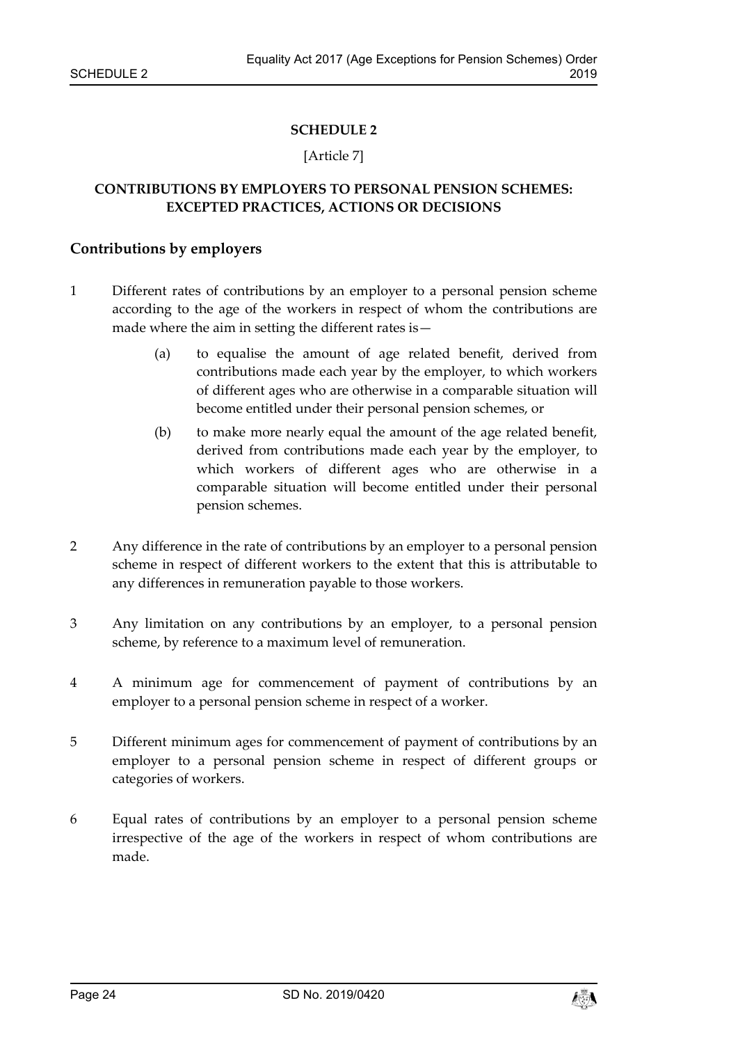# SCHEDULE 2

[Article 7]

## CONTRIBUTIONS BY EMPLOYERS TO PERSONAL PENSION SCHEMES: EXCEPTED PRACTICES, ACTIONS OR DECISIONS

### Contributions by employers

1 Different rates of contributions by an employer to a personal pension scheme according to the age of the workers in respect of whom the contributions are made where the aim in setting the different rates is—

   (a) to equalise the amount of age related benefit, derived from contributions made each year by the employer, to which workers of different ages who are otherwise in a comparable situation will become entitled under their personal pension schemes, or

   (b) to make more nearly equal the amount of the age related benefit, derived from contributions made each year by the employer, to which workers of different ages who are otherwise in a comparable situation will become entitled under their personal pension schemes.

2 Any difference in the rate of contributions by an employer to a personal pension scheme in respect of different workers to the extent that this is attributable to any differences in remuneration payable to those workers.

3 Any limitation on any contributions by an employer, to a personal pension scheme, by reference to a maximum level of remuneration.

4 A minimum age for commencement of payment of contributions by an employer to a personal pension scheme in respect of a worker.

5 Different minimum ages for commencement of payment of contributions by an employer to a personal pension scheme in respect of different groups or categories of workers.

6 Equal rates of contributions by an employer to a personal pension scheme irrespective of the age of the workers in respect of whom contributions are made.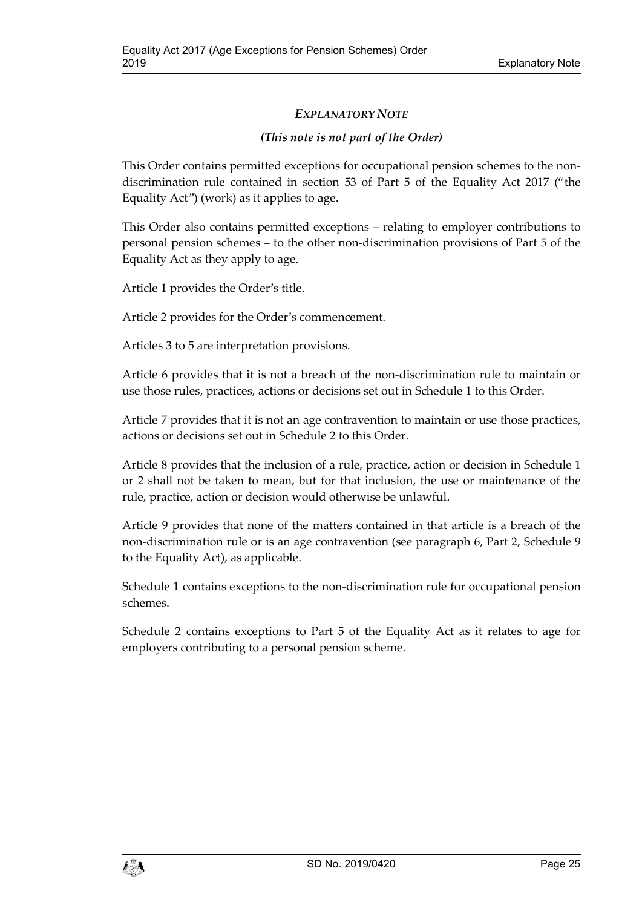## *EXPLANATORY NOTE*

***(This note is not part of the Order)***

This Order contains permitted exceptions for occupational pension schemes to the non-discrimination rule contained in section 53 of Part 5 of the Equality Act 2017 ("the Equality Act") (work) as it applies to age.

This Order also contains permitted exceptions – relating to employer contributions to personal pension schemes – to the other non-discrimination provisions of Part 5 of the Equality Act as they apply to age.

Article 1 provides the Order's title.

Article 2 provides for the Order's commencement.

Articles 3 to 5 are interpretation provisions.

Article 6 provides that it is not a breach of the non-discrimination rule to maintain or use those rules, practices, actions or decisions set out in Schedule 1 to this Order.

Article 7 provides that it is not an age contravention to maintain or use those practices, actions or decisions set out in Schedule 2 to this Order.

Article 8 provides that the inclusion of a rule, practice, action or decision in Schedule 1 or 2 shall not be taken to mean, but for that inclusion, the use or maintenance of the rule, practice, action or decision would otherwise be unlawful.

Article 9 provides that none of the matters contained in that article is a breach of the non-discrimination rule or is an age contravention (see paragraph 6, Part 2, Schedule 9 to the Equality Act), as applicable.

Schedule 1 contains exceptions to the non-discrimination rule for occupational pension schemes.

Schedule 2 contains exceptions to Part 5 of the Equality Act as it relates to age for employers contributing to a personal pension scheme.